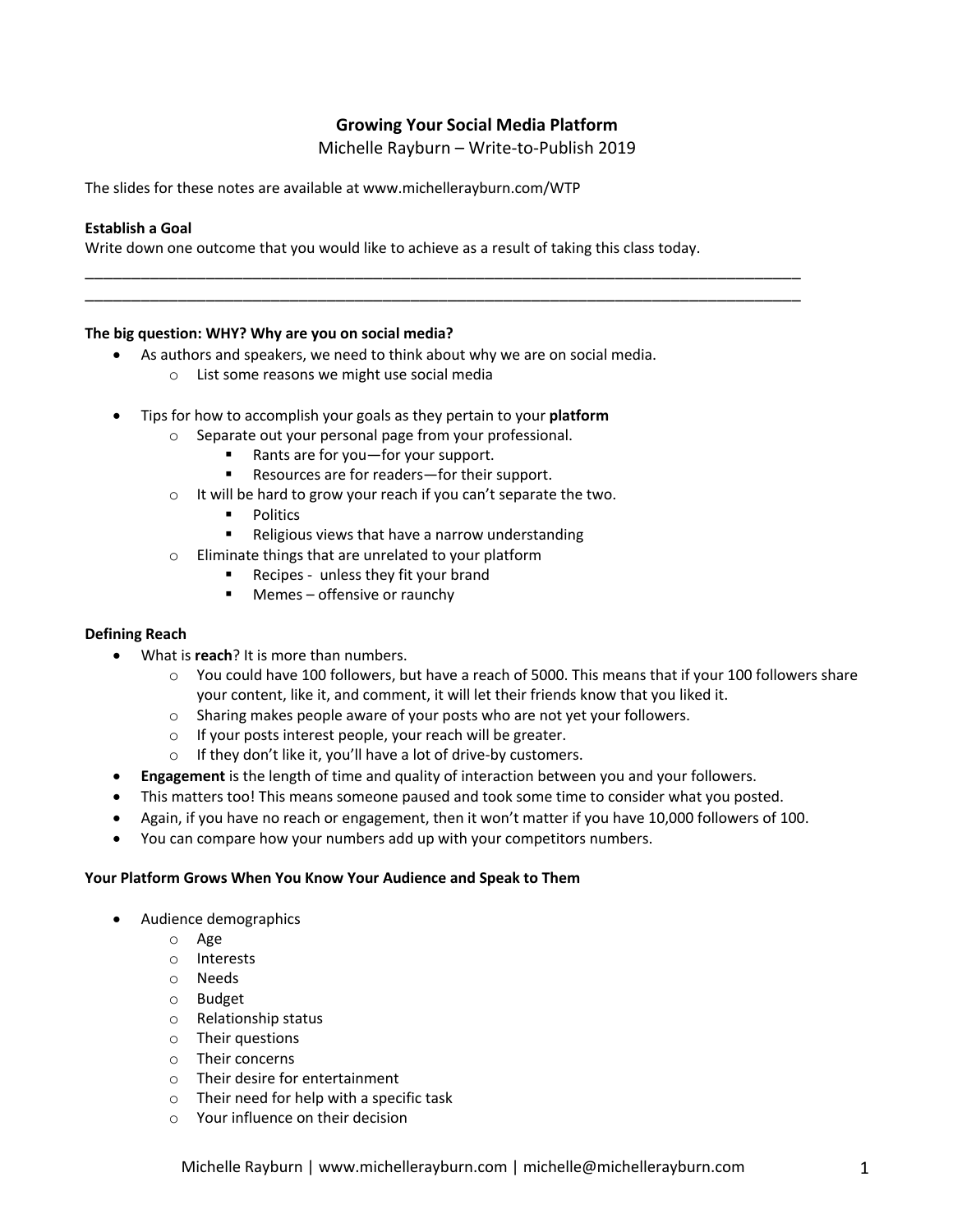# Growing Your Social Media Platform

Michelle Rayburn – Write-to-Publish 2019

The slides for these notes are available at www.michellerayburn.com/WTP

**Establish a Goal**

Write down one outcome that you would like to achieve as a result of taking this class today.

\_\_\_\_\_\_\_\_\_\_\_\_\_\_\_\_\_\_\_\_\_\_\_\_\_\_\_\_\_\_\_\_\_\_\_\_\_\_\_\_\_\_\_\_\_\_\_\_\_\_\_\_\_\_\_\_\_\_\_\_\_\_\_\_\_\_\_\_\_\_\_\_\_\_\_\_\_\_

\_\_\_\_\_\_\_\_\_\_\_\_\_\_\_\_\_\_\_\_\_\_\_\_\_\_\_\_\_\_\_\_\_\_\_\_\_\_\_\_\_\_\_\_\_\_\_\_\_\_\_\_\_\_\_\_\_\_\_\_\_\_\_\_\_\_\_\_\_\_\_\_\_\_\_\_\_\_

**The big question: WHY? Why are you on social media?**

- As authors and speakers, we need to think about why we are on social media.
  - List some reasons we might use social media
- Tips for how to accomplish your goals as they pertain to your **platform**
  - Separate out your personal page from your professional.
    - Rants are for you—for your support.
    - Resources are for readers—for their support.
  - It will be hard to grow your reach if you can't separate the two.
    - Politics
    - Religious views that have a narrow understanding
  - Eliminate things that are unrelated to your platform
    - Recipes - unless they fit your brand
    - Memes – offensive or raunchy

**Defining Reach**

- What is **reach**? It is more than numbers.
  - You could have 100 followers, but have a reach of 5000. This means that if your 100 followers share your content, like it, and comment, it will let their friends know that you liked it.
  - Sharing makes people aware of your posts who are not yet your followers.
  - If your posts interest people, your reach will be greater.
  - If they don't like it, you'll have a lot of drive-by customers.
- **Engagement** is the length of time and quality of interaction between you and your followers.
- This matters too! This means someone paused and took some time to consider what you posted.
- Again, if you have no reach or engagement, then it won't matter if you have 10,000 followers of 100.
- You can compare how your numbers add up with your competitors numbers.

**Your Platform Grows When You Know Your Audience and Speak to Them**

- Audience demographics
  - Age
  - Interests
  - Needs
  - Budget
  - Relationship status
  - Their questions
  - Their concerns
  - Their desire for entertainment
  - Their need for help with a specific task
  - Your influence on their decision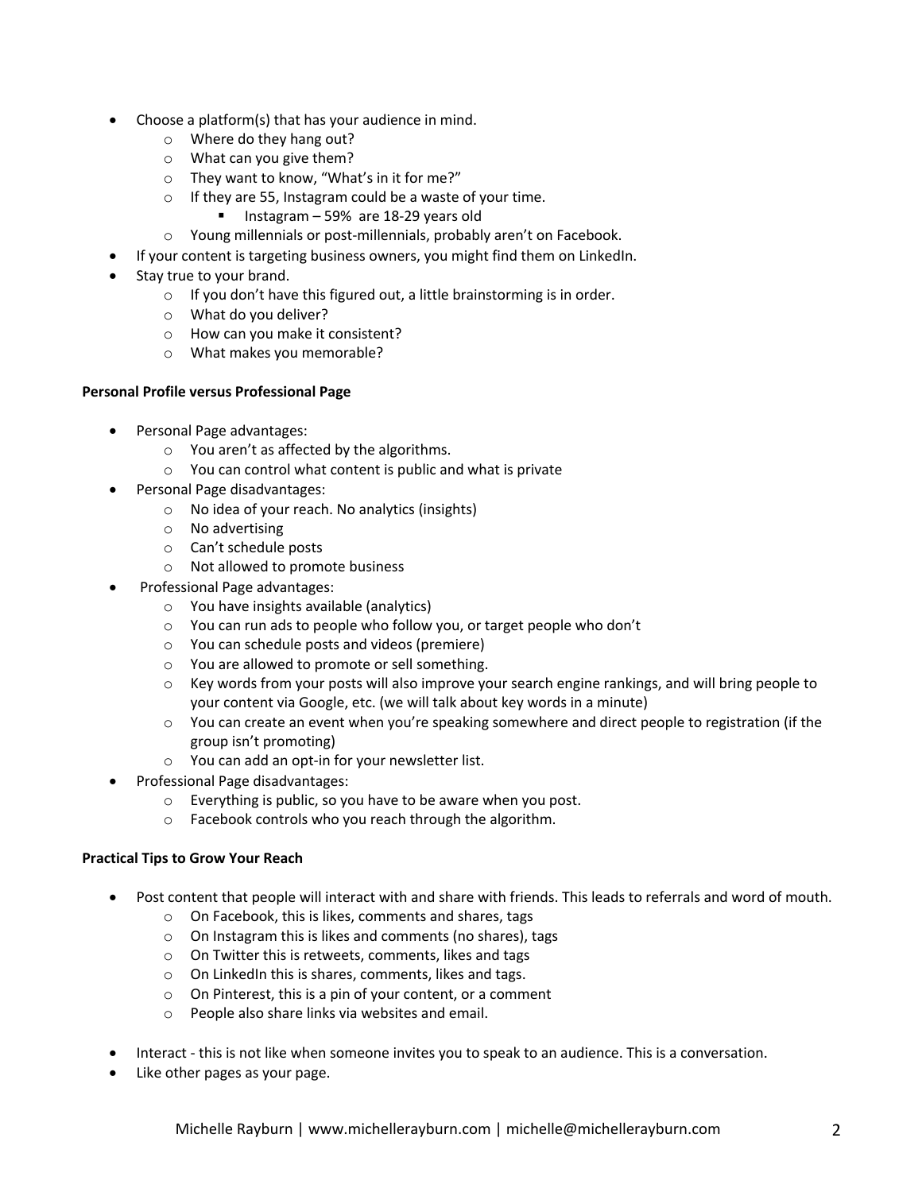- Choose a platform(s) that has your audience in mind.
  - Where do they hang out?
  - What can you give them?
  - They want to know, "What's in it for me?"
  - If they are 55, Instagram could be a waste of your time.
    - Instagram – 59% are 18-29 years old
  - Young millennials or post-millennials, probably aren't on Facebook.
- If your content is targeting business owners, you might find them on LinkedIn.
- Stay true to your brand.
  - If you don't have this figured out, a little brainstorming is in order.
  - What do you deliver?
  - How can you make it consistent?
  - What makes you memorable?

**Personal Profile versus Professional Page**

- Personal Page advantages:
  - You aren't as affected by the algorithms.
  - You can control what content is public and what is private
- Personal Page disadvantages:
  - No idea of your reach. No analytics (insights)
  - No advertising
  - Can't schedule posts
  - Not allowed to promote business
- Professional Page advantages:
  - You have insights available (analytics)
  - You can run ads to people who follow you, or target people who don't
  - You can schedule posts and videos (premiere)
  - You are allowed to promote or sell something.
  - Key words from your posts will also improve your search engine rankings, and will bring people to your content via Google, etc. (we will talk about key words in a minute)
  - You can create an event when you're speaking somewhere and direct people to registration (if the group isn't promoting)
  - You can add an opt-in for your newsletter list.
- Professional Page disadvantages:
  - Everything is public, so you have to be aware when you post.
  - Facebook controls who you reach through the algorithm.

**Practical Tips to Grow Your Reach**

- Post content that people will interact with and share with friends. This leads to referrals and word of mouth.
  - On Facebook, this is likes, comments and shares, tags
  - On Instagram this is likes and comments (no shares), tags
  - On Twitter this is retweets, comments, likes and tags
  - On LinkedIn this is shares, comments, likes and tags.
  - On Pinterest, this is a pin of your content, or a comment
  - People also share links via websites and email.

- Interact - this is not like when someone invites you to speak to an audience. This is a conversation.
- Like other pages as your page.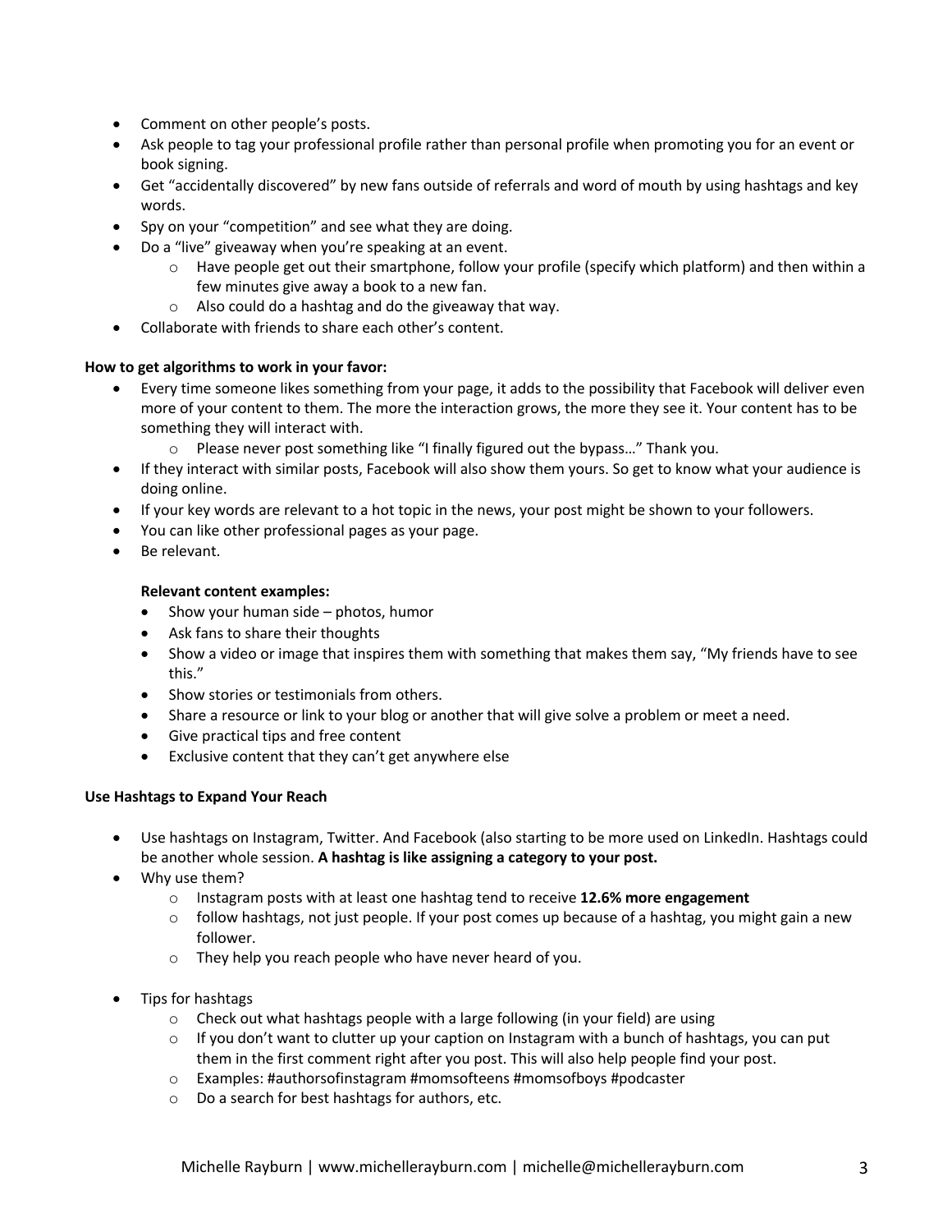- Comment on other people's posts.
- Ask people to tag your professional profile rather than personal profile when promoting you for an event or book signing.
- Get "accidentally discovered" by new fans outside of referrals and word of mouth by using hashtags and key words.
- Spy on your "competition" and see what they are doing.
- Do a "live" giveaway when you're speaking at an event.
  - Have people get out their smartphone, follow your profile (specify which platform) and then within a few minutes give away a book to a new fan.
  - Also could do a hashtag and do the giveaway that way.
- Collaborate with friends to share each other's content.

**How to get algorithms to work in your favor:**

- Every time someone likes something from your page, it adds to the possibility that Facebook will deliver even more of your content to them. The more the interaction grows, the more they see it. Your content has to be something they will interact with.
  - Please never post something like "I finally figured out the bypass…" Thank you.
- If they interact with similar posts, Facebook will also show them yours. So get to know what your audience is doing online.
- If your key words are relevant to a hot topic in the news, your post might be shown to your followers.
- You can like other professional pages as your page.
- Be relevant.

**Relevant content examples:**

- Show your human side – photos, humor
- Ask fans to share their thoughts
- Show a video or image that inspires them with something that makes them say, "My friends have to see this."
- Show stories or testimonials from others.
- Share a resource or link to your blog or another that will give solve a problem or meet a need.
- Give practical tips and free content
- Exclusive content that they can't get anywhere else

**Use Hashtags to Expand Your Reach**

- Use hashtags on Instagram, Twitter. And Facebook (also starting to be more used on LinkedIn. Hashtags could be another whole session. **A hashtag is like assigning a category to your post.**
- Why use them?
  - Instagram posts with at least one hashtag tend to receive **12.6% more engagement**
  - follow hashtags, not just people. If your post comes up because of a hashtag, you might gain a new follower.
  - They help you reach people who have never heard of you.
- Tips for hashtags
  - Check out what hashtags people with a large following (in your field) are using
  - If you don't want to clutter up your caption on Instagram with a bunch of hashtags, you can put them in the first comment right after you post. This will also help people find your post.
  - Examples: #authorsofinstagram #momsofteens #momsofboys #podcaster
  - Do a search for best hashtags for authors, etc.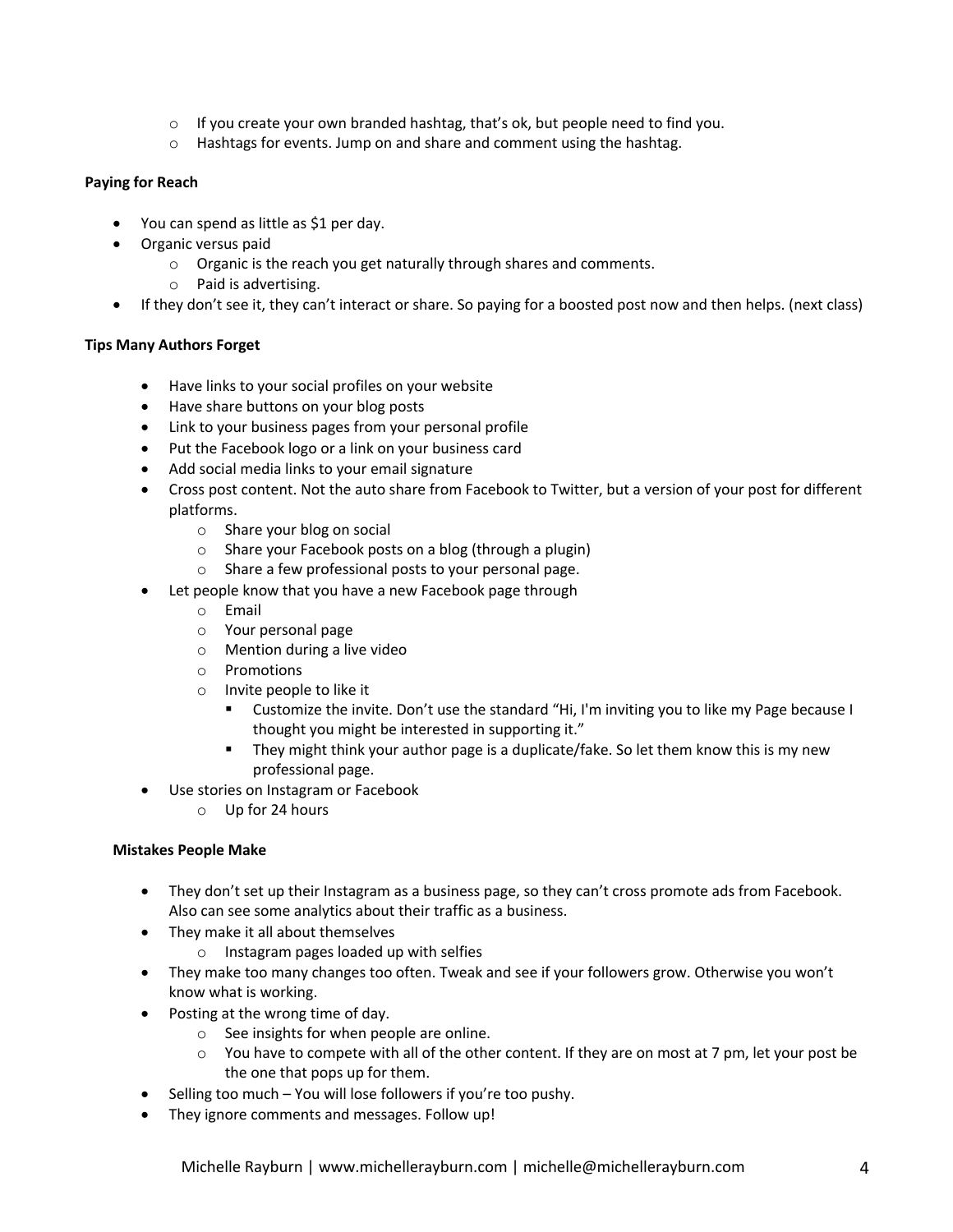- If you create your own branded hashtag, that's ok, but people need to find you.
- Hashtags for events. Jump on and share and comment using the hashtag.

**Paying for Reach**

- You can spend as little as $1 per day.
- Organic versus paid
  - Organic is the reach you get naturally through shares and comments.
  - Paid is advertising.
- If they don't see it, they can't interact or share. So paying for a boosted post now and then helps. (next class)

**Tips Many Authors Forget**

- Have links to your social profiles on your website
- Have share buttons on your blog posts
- Link to your business pages from your personal profile
- Put the Facebook logo or a link on your business card
- Add social media links to your email signature
- Cross post content. Not the auto share from Facebook to Twitter, but a version of your post for different platforms.
  - Share your blog on social
  - Share your Facebook posts on a blog (through a plugin)
  - Share a few professional posts to your personal page.
- Let people know that you have a new Facebook page through
  - Email
  - Your personal page
  - Mention during a live video
  - Promotions
  - Invite people to like it
    - Customize the invite. Don't use the standard "Hi, I'm inviting you to like my Page because I thought you might be interested in supporting it."
    - They might think your author page is a duplicate/fake. So let them know this is my new professional page.
- Use stories on Instagram or Facebook
  - Up for 24 hours

**Mistakes People Make**

- They don't set up their Instagram as a business page, so they can't cross promote ads from Facebook. Also can see some analytics about their traffic as a business.
- They make it all about themselves
  - Instagram pages loaded up with selfies
- They make too many changes too often. Tweak and see if your followers grow. Otherwise you won't know what is working.
- Posting at the wrong time of day.
  - See insights for when people are online.
  - You have to compete with all of the other content. If they are on most at 7 pm, let your post be the one that pops up for them.
- Selling too much – You will lose followers if you're too pushy.
- They ignore comments and messages. Follow up!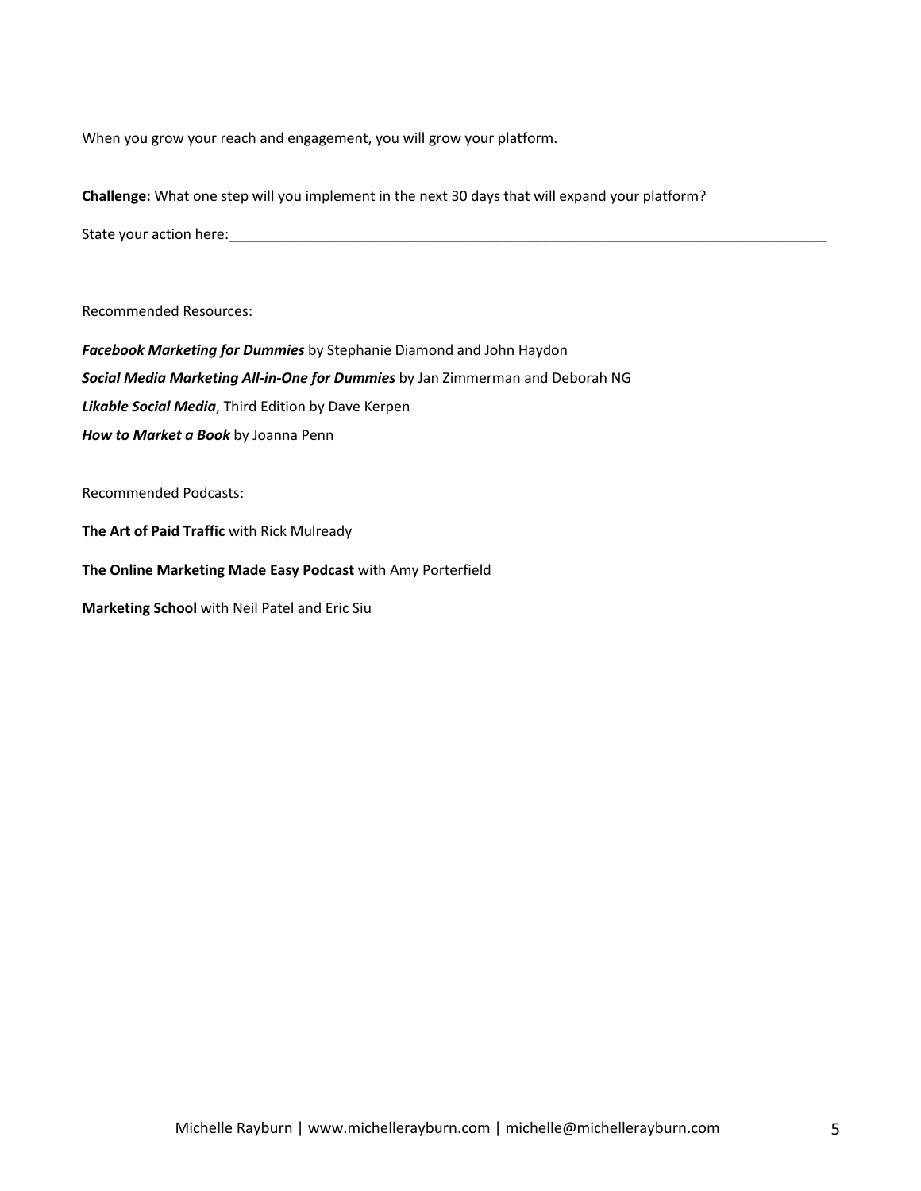When you grow your reach and engagement, you will grow your platform.

**Challenge:** What one step will you implement in the next 30 days that will expand your platform?

State your action here:_______________________________________________________________________________

Recommended Resources:

***Facebook Marketing for Dummies*** by Stephanie Diamond and John Haydon

***Social Media Marketing All-in-One for Dummies*** by Jan Zimmerman and Deborah NG

***Likable Social Media***, Third Edition by Dave Kerpen

***How to Market a Book*** by Joanna Penn

Recommended Podcasts:

**The Art of Paid Traffic** with Rick Mulready

**The Online Marketing Made Easy Podcast** with Amy Porterfield

**Marketing School** with Neil Patel and Eric Siu